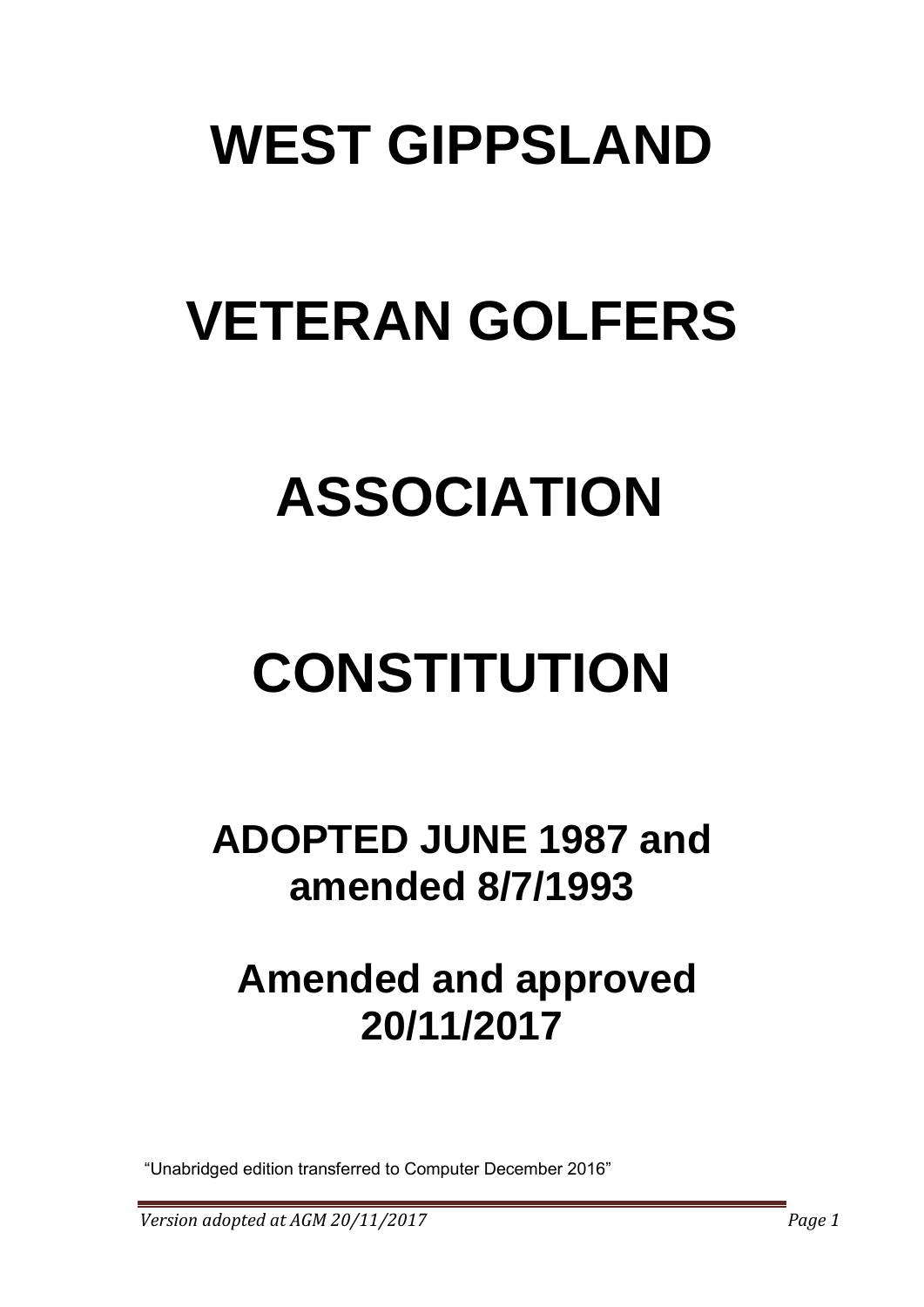# WEST GIPPSLAND

# VETERAN GOLFERS

# ASSOCIATION

# CONSTITUTION

## ADOPTED JUNE 1987 and amended 8/7/1993

## Amended and approved 20/11/2017

"Unabridged edition transferred to Computer December 2016"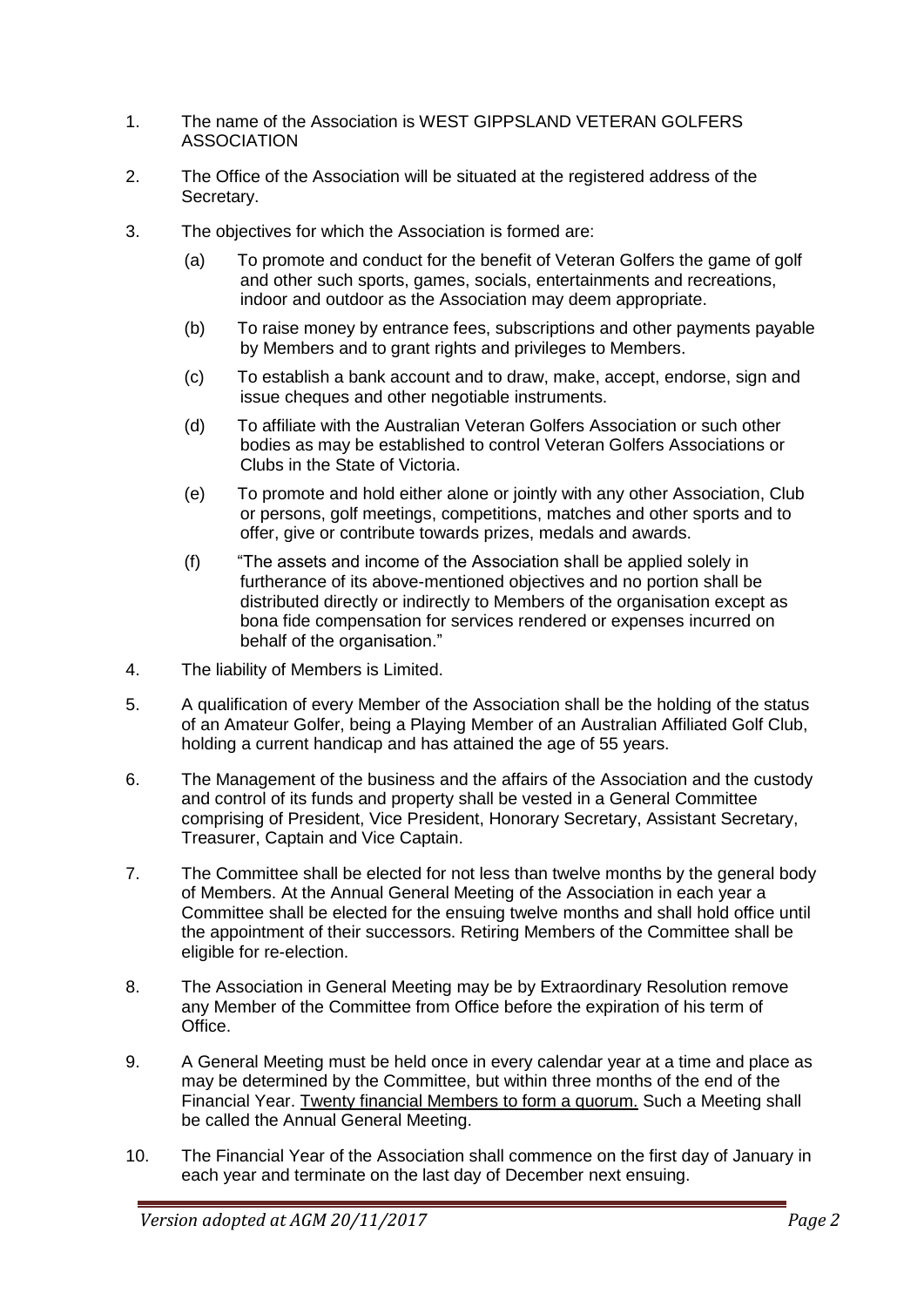1. The name of the Association is WEST GIPPSLAND VETERAN GOLFERS ASSOCIATION

2. The Office of the Association will be situated at the registered address of the Secretary.

3. The objectives for which the Association is formed are:

   (a) To promote and conduct for the benefit of Veteran Golfers the game of golf and other such sports, games, socials, entertainments and recreations, indoor and outdoor as the Association may deem appropriate.

   (b) To raise money by entrance fees, subscriptions and other payments payable by Members and to grant rights and privileges to Members.

   (c) To establish a bank account and to draw, make, accept, endorse, sign and issue cheques and other negotiable instruments.

   (d) To affiliate with the Australian Veteran Golfers Association or such other bodies as may be established to control Veteran Golfers Associations or Clubs in the State of Victoria.

   (e) To promote and hold either alone or jointly with any other Association, Club or persons, golf meetings, competitions, matches and other sports and to offer, give or contribute towards prizes, medals and awards.

   (f) "The assets and income of the Association shall be applied solely in furtherance of its above-mentioned objectives and no portion shall be distributed directly or indirectly to Members of the organisation except as bona fide compensation for services rendered or expenses incurred on behalf of the organisation."

4. The liability of Members is Limited.

5. A qualification of every Member of the Association shall be the holding of the status of an Amateur Golfer, being a Playing Member of an Australian Affiliated Golf Club, holding a current handicap and has attained the age of 55 years.

6. The Management of the business and the affairs of the Association and the custody and control of its funds and property shall be vested in a General Committee comprising of President, Vice President, Honorary Secretary, Assistant Secretary, Treasurer, Captain and Vice Captain.

7. The Committee shall be elected for not less than twelve months by the general body of Members. At the Annual General Meeting of the Association in each year a Committee shall be elected for the ensuing twelve months and shall hold office until the appointment of their successors. Retiring Members of the Committee shall be eligible for re-election.

8. The Association in General Meeting may be by Extraordinary Resolution remove any Member of the Committee from Office before the expiration of his term of Office.

9. A General Meeting must be held once in every calendar year at a time and place as may be determined by the Committee, but within three months of the end of the Financial Year. <u>Twenty financial Members to form a quorum.</u> Such a Meeting shall be called the Annual General Meeting.

10. The Financial Year of the Association shall commence on the first day of January in each year and terminate on the last day of December next ensuing.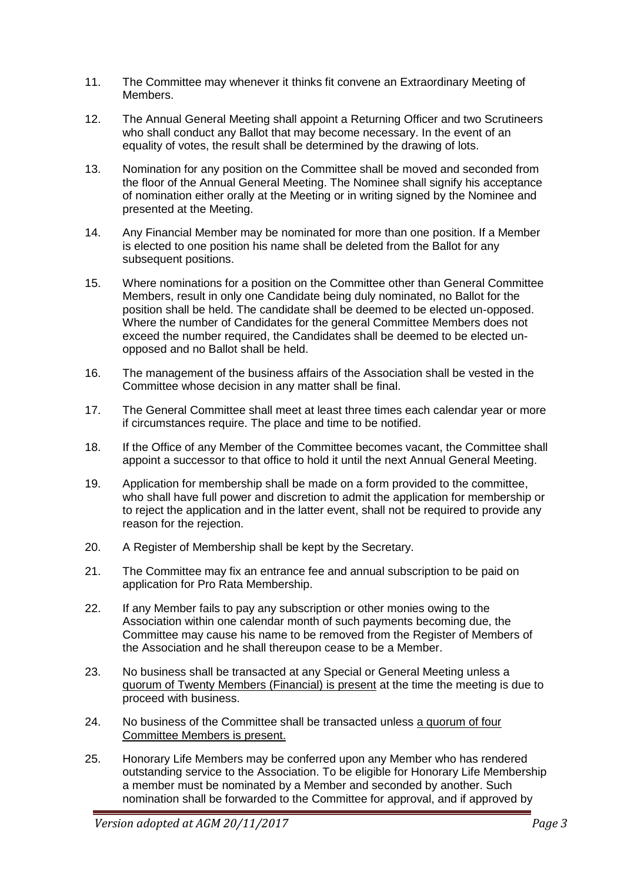11. The Committee may whenever it thinks fit convene an Extraordinary Meeting of Members.

12. The Annual General Meeting shall appoint a Returning Officer and two Scrutineers who shall conduct any Ballot that may become necessary. In the event of an equality of votes, the result shall be determined by the drawing of lots.

13. Nomination for any position on the Committee shall be moved and seconded from the floor of the Annual General Meeting. The Nominee shall signify his acceptance of nomination either orally at the Meeting or in writing signed by the Nominee and presented at the Meeting.

14. Any Financial Member may be nominated for more than one position. If a Member is elected to one position his name shall be deleted from the Ballot for any subsequent positions.

15. Where nominations for a position on the Committee other than General Committee Members, result in only one Candidate being duly nominated, no Ballot for the position shall be held. The candidate shall be deemed to be elected un-opposed. Where the number of Candidates for the general Committee Members does not exceed the number required, the Candidates shall be deemed to be elected un-opposed and no Ballot shall be held.

16. The management of the business affairs of the Association shall be vested in the Committee whose decision in any matter shall be final.

17. The General Committee shall meet at least three times each calendar year or more if circumstances require. The place and time to be notified.

18. If the Office of any Member of the Committee becomes vacant, the Committee shall appoint a successor to that office to hold it until the next Annual General Meeting.

19. Application for membership shall be made on a form provided to the committee, who shall have full power and discretion to admit the application for membership or to reject the application and in the latter event, shall not be required to provide any reason for the rejection.

20. A Register of Membership shall be kept by the Secretary.

21. The Committee may fix an entrance fee and annual subscription to be paid on application for Pro Rata Membership.

22. If any Member fails to pay any subscription or other monies owing to the Association within one calendar month of such payments becoming due, the Committee may cause his name to be removed from the Register of Members of the Association and he shall thereupon cease to be a Member.

23. No business shall be transacted at any Special or General Meeting unless a <u>quorum of Twenty Members (Financial) is present</u> at the time the meeting is due to proceed with business.

24. No business of the Committee shall be transacted unless <u>a quorum of four Committee Members is present.</u>

25. Honorary Life Members may be conferred upon any Member who has rendered outstanding service to the Association. To be eligible for Honorary Life Membership a member must be nominated by a Member and seconded by another. Such nomination shall be forwarded to the Committee for approval, and if approved by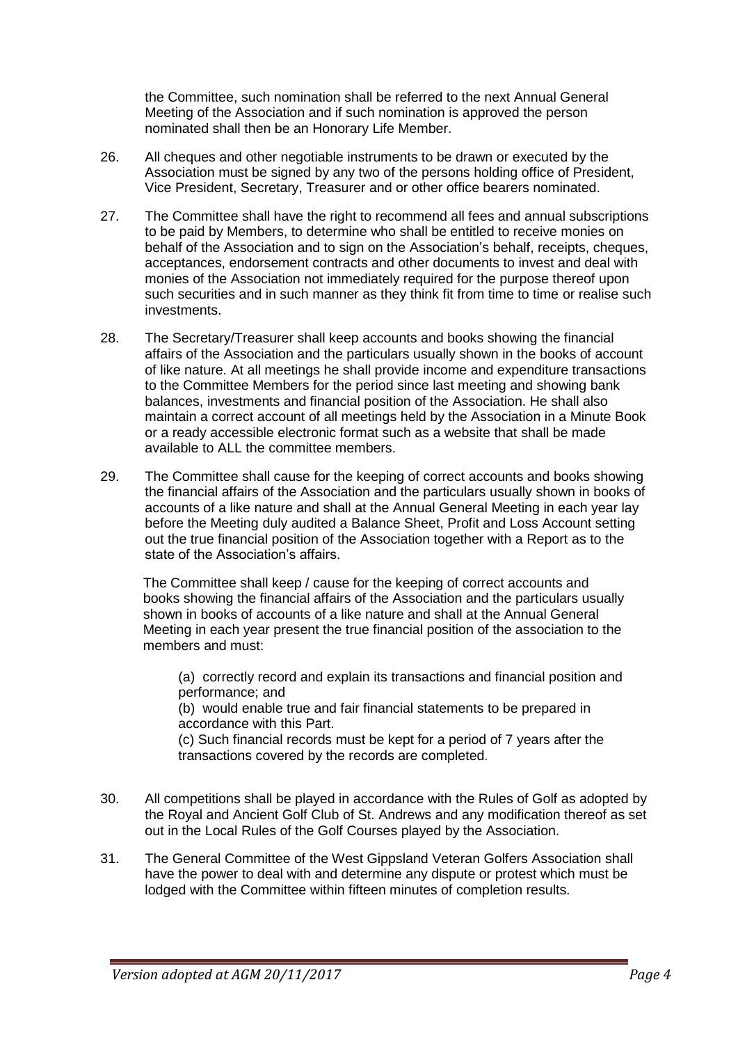the Committee, such nomination shall be referred to the next Annual General Meeting of the Association and if such nomination is approved the person nominated shall then be an Honorary Life Member.

26. All cheques and other negotiable instruments to be drawn or executed by the Association must be signed by any two of the persons holding office of President, Vice President, Secretary, Treasurer and or other office bearers nominated.

27. The Committee shall have the right to recommend all fees and annual subscriptions to be paid by Members, to determine who shall be entitled to receive monies on behalf of the Association and to sign on the Association's behalf, receipts, cheques, acceptances, endorsement contracts and other documents to invest and deal with monies of the Association not immediately required for the purpose thereof upon such securities and in such manner as they think fit from time to time or realise such investments.

28. The Secretary/Treasurer shall keep accounts and books showing the financial affairs of the Association and the particulars usually shown in the books of account of like nature. At all meetings he shall provide income and expenditure transactions to the Committee Members for the period since last meeting and showing bank balances, investments and financial position of the Association. He shall also maintain a correct account of all meetings held by the Association in a Minute Book or a ready accessible electronic format such as a website that shall be made available to ALL the committee members.

29. The Committee shall cause for the keeping of correct accounts and books showing the financial affairs of the Association and the particulars usually shown in books of accounts of a like nature and shall at the Annual General Meeting in each year lay before the Meeting duly audited a Balance Sheet, Profit and Loss Account setting out the true financial position of the Association together with a Report as to the state of the Association's affairs.

    The Committee shall keep / cause for the keeping of correct accounts and books showing the financial affairs of the Association and the particulars usually shown in books of accounts of a like nature and shall at the Annual General Meeting in each year present the true financial position of the association to the members and must:

    (a) correctly record and explain its transactions and financial position and performance; and
    (b) would enable true and fair financial statements to be prepared in accordance with this Part.
    (c) Such financial records must be kept for a period of 7 years after the transactions covered by the records are completed.

30. All competitions shall be played in accordance with the Rules of Golf as adopted by the Royal and Ancient Golf Club of St. Andrews and any modification thereof as set out in the Local Rules of the Golf Courses played by the Association.

31. The General Committee of the West Gippsland Veteran Golfers Association shall have the power to deal with and determine any dispute or protest which must be lodged with the Committee within fifteen minutes of completion results.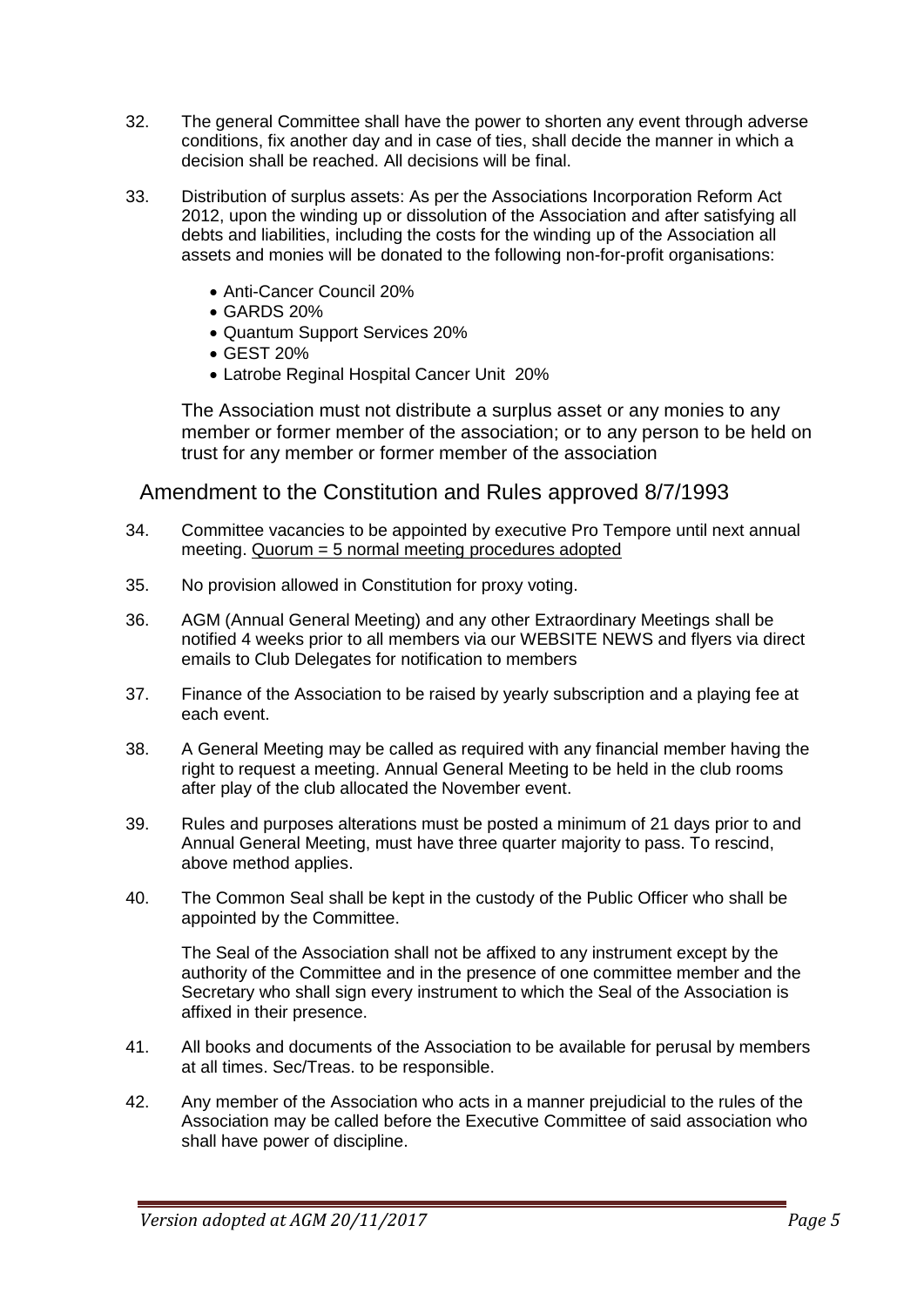32. The general Committee shall have the power to shorten any event through adverse conditions, fix another day and in case of ties, shall decide the manner in which a decision shall be reached. All decisions will be final.

33. Distribution of surplus assets: As per the Associations Incorporation Reform Act 2012, upon the winding up or dissolution of the Association and after satisfying all debts and liabilities, including the costs for the winding up of the Association all assets and monies will be donated to the following non-for-profit organisations:

    - Anti-Cancer Council 20%
    - GARDS 20%
    - Quantum Support Services 20%
    - GEST 20%
    - Latrobe Reginal Hospital Cancer Unit 20%

    The Association must not distribute a surplus asset or any monies to any member or former member of the association; or to any person to be held on trust for any member or former member of the association

## Amendment to the Constitution and Rules approved 8/7/1993

34. Committee vacancies to be appointed by executive Pro Tempore until next annual meeting. <u>Quorum = 5 normal meeting procedures adopted</u>

35. No provision allowed in Constitution for proxy voting.

36. AGM (Annual General Meeting) and any other Extraordinary Meetings shall be notified 4 weeks prior to all members via our WEBSITE NEWS and flyers via direct emails to Club Delegates for notification to members

37. Finance of the Association to be raised by yearly subscription and a playing fee at each event.

38. A General Meeting may be called as required with any financial member having the right to request a meeting. Annual General Meeting to be held in the club rooms after play of the club allocated the November event.

39. Rules and purposes alterations must be posted a minimum of 21 days prior to and Annual General Meeting, must have three quarter majority to pass. To rescind, above method applies.

40. The Common Seal shall be kept in the custody of the Public Officer who shall be appointed by the Committee.

    The Seal of the Association shall not be affixed to any instrument except by the authority of the Committee and in the presence of one committee member and the Secretary who shall sign every instrument to which the Seal of the Association is affixed in their presence.

41. All books and documents of the Association to be available for perusal by members at all times. Sec/Treas. to be responsible.

42. Any member of the Association who acts in a manner prejudicial to the rules of the Association may be called before the Executive Committee of said association who shall have power of discipline.